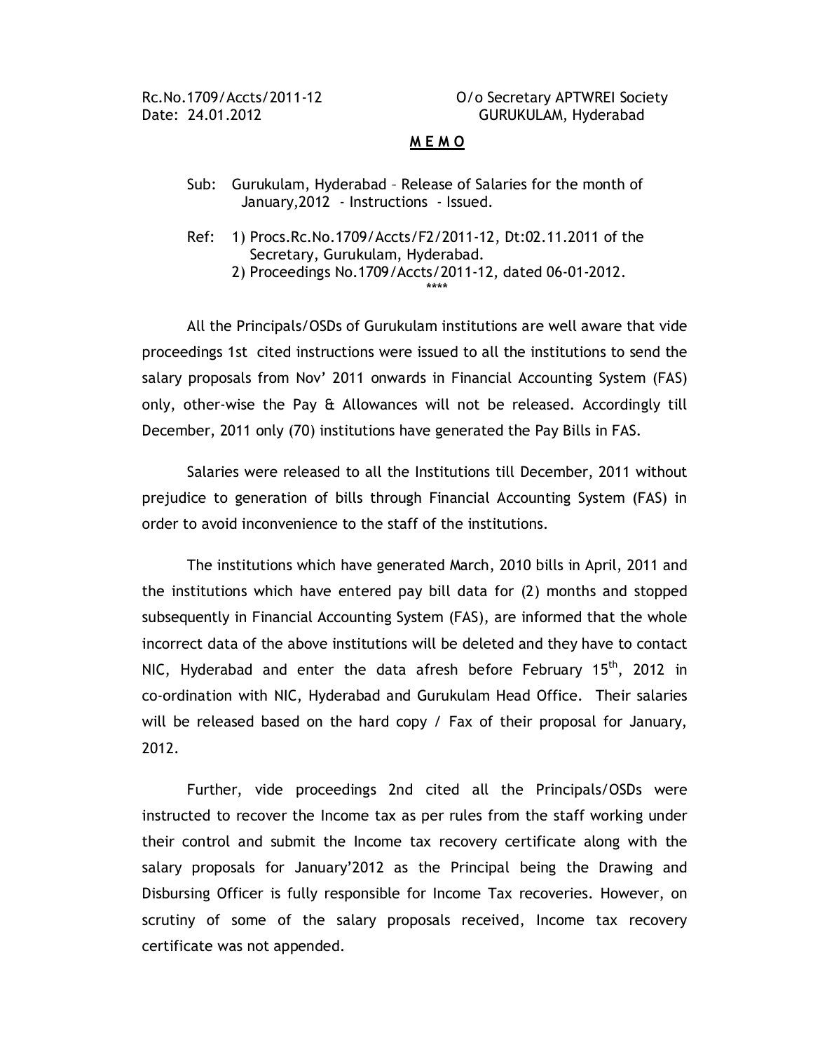Rc.No.1709/Accts/2011-12 O/o Secretary APTWREI Society
Date: 24.01.2012 GURUKULAM, Hyderabad

**M E M O**

Sub: Gurukulam, Hyderabad – Release of Salaries for the month of January,2012 - Instructions - Issued.

Ref: 1) Procs.Rc.No.1709/Accts/F2/2011-12, Dt:02.11.2011 of the Secretary, Gurukulam, Hyderabad.
2) Proceedings No.1709/Accts/2011-12, dated 06-01-2012.

\*\*\*\*

All the Principals/OSDs of Gurukulam institutions are well aware that vide proceedings 1st cited instructions were issued to all the institutions to send the salary proposals from Nov' 2011 onwards in Financial Accounting System (FAS) only, other-wise the Pay & Allowances will not be released. Accordingly till December, 2011 only (70) institutions have generated the Pay Bills in FAS.

Salaries were released to all the Institutions till December, 2011 without prejudice to generation of bills through Financial Accounting System (FAS) in order to avoid inconvenience to the staff of the institutions.

The institutions which have generated March, 2010 bills in April, 2011 and the institutions which have entered pay bill data for (2) months and stopped subsequently in Financial Accounting System (FAS), are informed that the whole incorrect data of the above institutions will be deleted and they have to contact NIC, Hyderabad and enter the data afresh before February 15th, 2012 in co-ordination with NIC, Hyderabad and Gurukulam Head Office. Their salaries will be released based on the hard copy / Fax of their proposal for January, 2012.

Further, vide proceedings 2nd cited all the Principals/OSDs were instructed to recover the Income tax as per rules from the staff working under their control and submit the Income tax recovery certificate along with the salary proposals for January'2012 as the Principal being the Drawing and Disbursing Officer is fully responsible for Income Tax recoveries. However, on scrutiny of some of the salary proposals received, Income tax recovery certificate was not appended.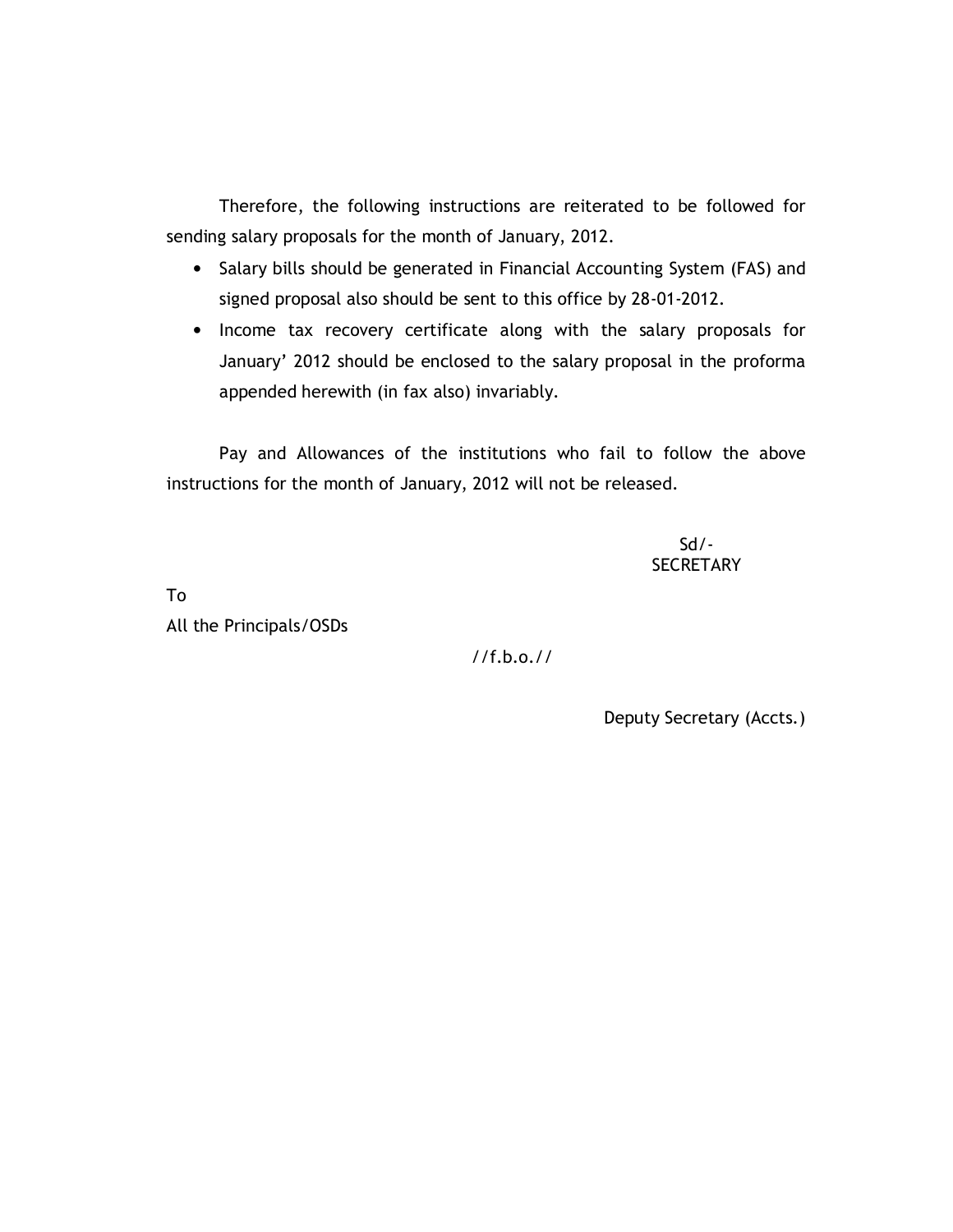Therefore, the following instructions are reiterated to be followed for sending salary proposals for the month of January, 2012.

- Salary bills should be generated in Financial Accounting System (FAS) and signed proposal also should be sent to this office by 28-01-2012.
- Income tax recovery certificate along with the salary proposals for January' 2012 should be enclosed to the salary proposal in the proforma appended herewith (in fax also) invariably.

Pay and Allowances of the institutions who fail to follow the above instructions for the month of January, 2012 will not be released.

Sd/-
SECRETARY

To
All the Principals/OSDs

//f.b.o.//

Deputy Secretary (Accts.)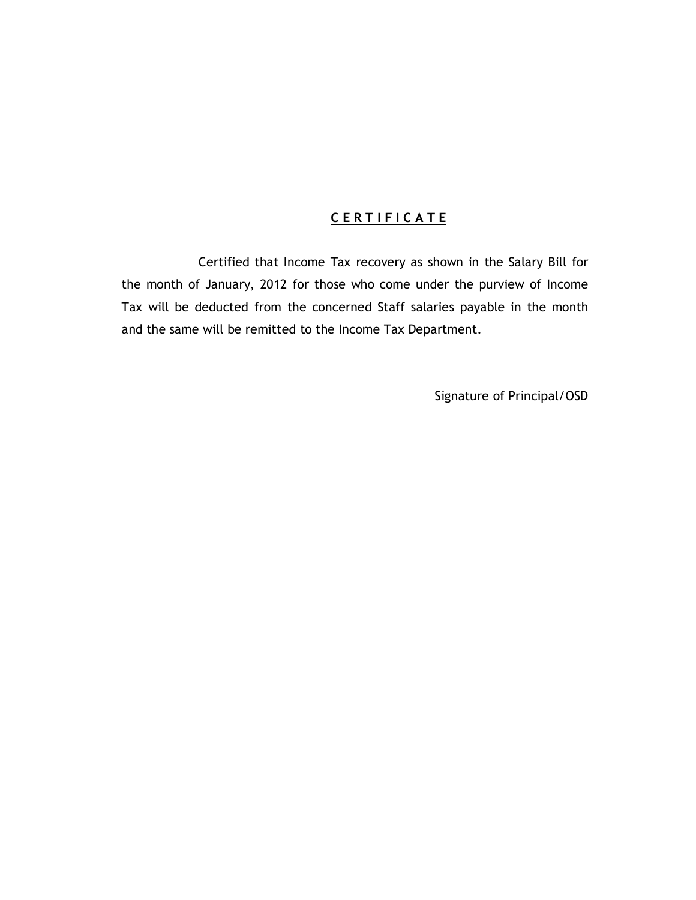## C E R T I F I C A T E

Certified that Income Tax recovery as shown in the Salary Bill for the month of January, 2012 for those who come under the purview of Income Tax will be deducted from the concerned Staff salaries payable in the month and the same will be remitted to the Income Tax Department.

Signature of Principal/OSD